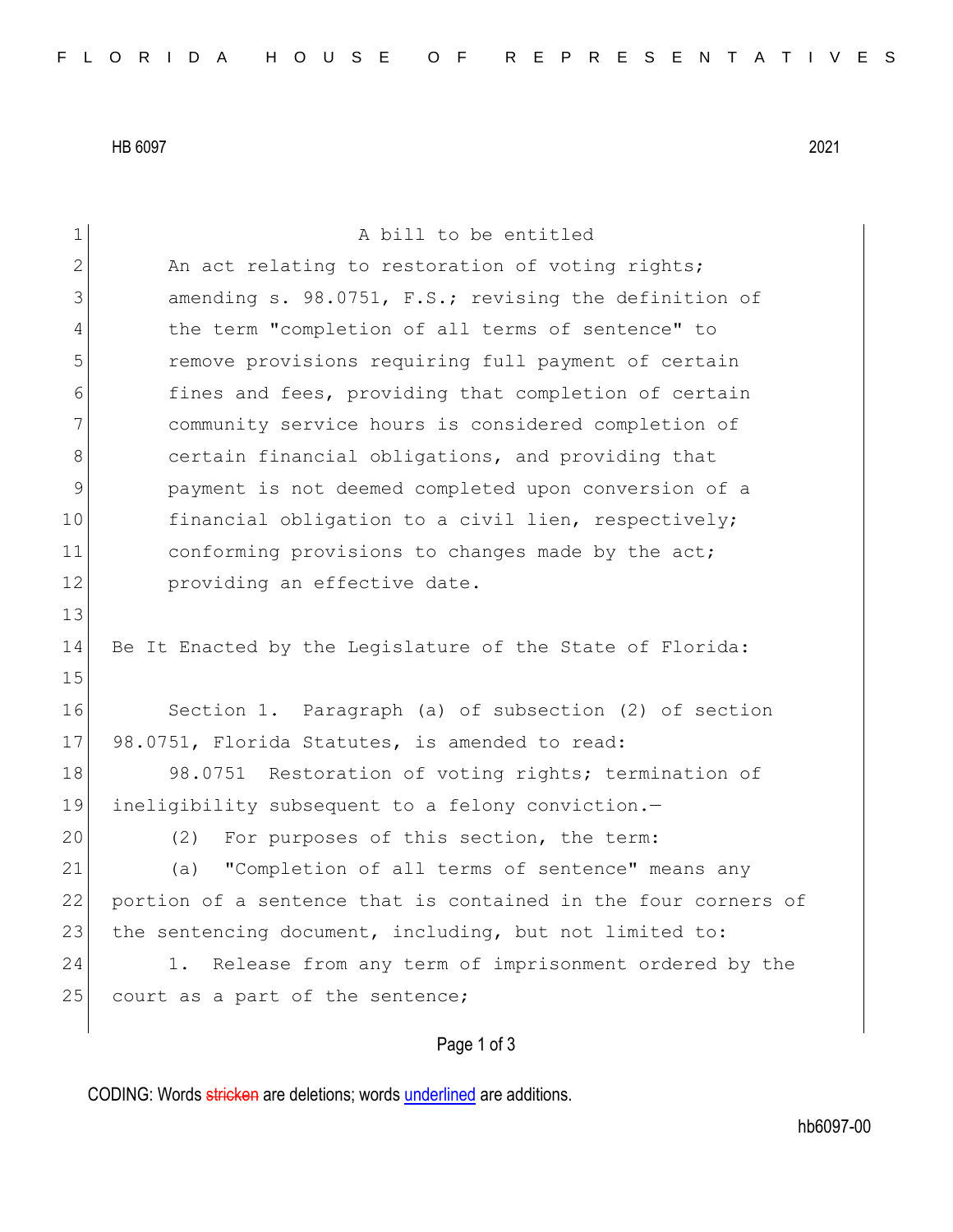HB 6097 2021

A bill to be entitled

An act relating to restoration of voting rights; amending s. 98.0751, F.S.; revising the definition of the term "completion of all terms of sentence" to remove provisions requiring full payment of certain fines and fees, providing that completion of certain community service hours is considered completion of certain financial obligations, and providing that payment is not deemed completed upon conversion of a financial obligation to a civil lien, respectively; conforming provisions to changes made by the act; providing an effective date.

Be It Enacted by the Legislature of the State of Florida:

Section 1. Paragraph (a) of subsection (2) of section 98.0751, Florida Statutes, is amended to read:

98.0751 Restoration of voting rights; termination of ineligibility subsequent to a felony conviction.—

(2) For purposes of this section, the term:

(a) "Completion of all terms of sentence" means any portion of a sentence that is contained in the four corners of the sentencing document, including, but not limited to:

1. Release from any term of imprisonment ordered by the court as a part of the sentence;

CODING: Words ~~stricken~~ are deletions; words underlined are additions.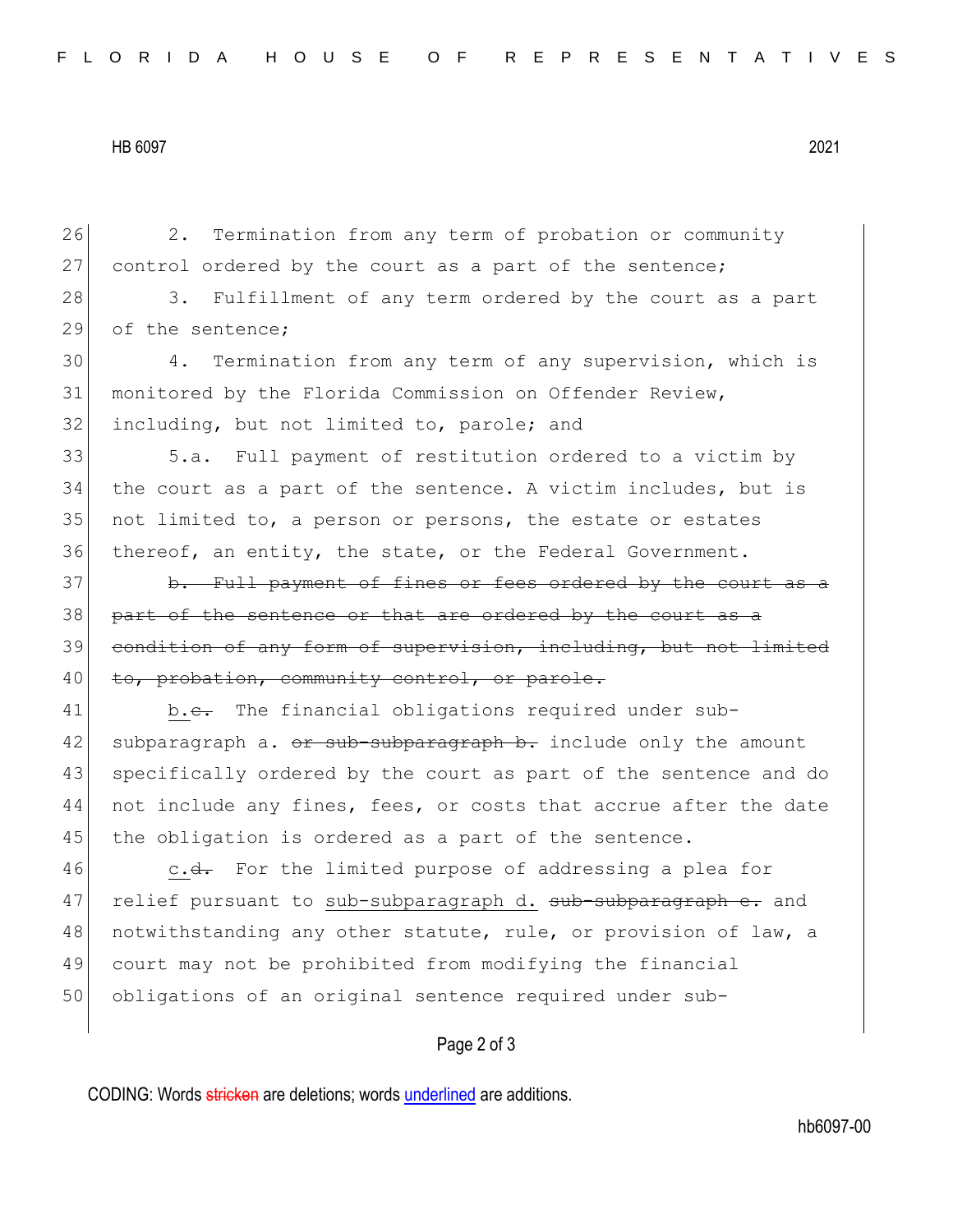2. Termination from any term of probation or community control ordered by the court as a part of the sentence;

3. Fulfillment of any term ordered by the court as a part of the sentence;

4. Termination from any term of any supervision, which is monitored by the Florida Commission on Offender Review, including, but not limited to, parole; and

5.a. Full payment of restitution ordered to a victim by the court as a part of the sentence. A victim includes, but is not limited to, a person or persons, the estate or estates thereof, an entity, the state, or the Federal Government.

~~b. Full payment of fines or fees ordered by the court as a part of the sentence or that are ordered by the court as a condition of any form of supervision, including, but not limited to, probation, community control, or parole.~~

<u>b.</u>~~c.~~ The financial obligations required under sub-subparagraph a. ~~or sub-subparagraph b.~~ include only the amount specifically ordered by the court as part of the sentence and do not include any fines, fees, or costs that accrue after the date the obligation is ordered as a part of the sentence.

<u>c.</u>~~d.~~ For the limited purpose of addressing a plea for relief pursuant to <u>sub-subparagraph d.</u> ~~sub-subparagraph e.~~ and notwithstanding any other statute, rule, or provision of law, a court may not be prohibited from modifying the financial obligations of an original sentence required under sub-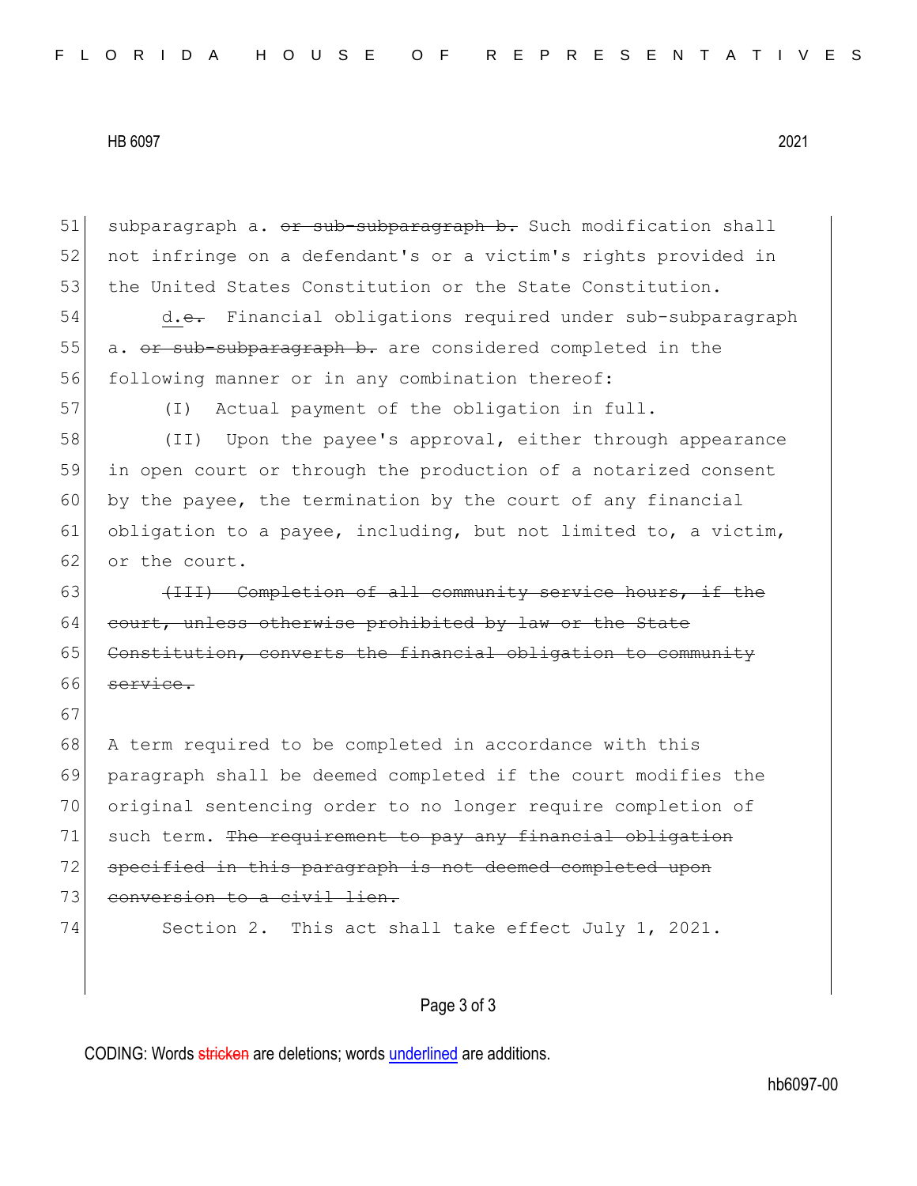subparagraph a. ~~or sub-subparagraph b.~~ Such modification shall not infringe on a defendant's or a victim's rights provided in the United States Constitution or the State Constitution.

<u>d.</u>~~e.~~ Financial obligations required under sub-subparagraph a. ~~or sub-subparagraph b.~~ are considered completed in the following manner or in any combination thereof:

(I) Actual payment of the obligation in full.

(II) Upon the payee's approval, either through appearance in open court or through the production of a notarized consent by the payee, the termination by the court of any financial obligation to a payee, including, but not limited to, a victim, or the court.

~~(III) Completion of all community service hours, if the court, unless otherwise prohibited by law or the State Constitution, converts the financial obligation to community service.~~

A term required to be completed in accordance with this paragraph shall be deemed completed if the court modifies the original sentencing order to no longer require completion of such term. ~~The requirement to pay any financial obligation specified in this paragraph is not deemed completed upon conversion to a civil lien.~~

Section 2. This act shall take effect July 1, 2021.

CODING: Words ~~stricken~~ are deletions; words <u>underlined</u> are additions.